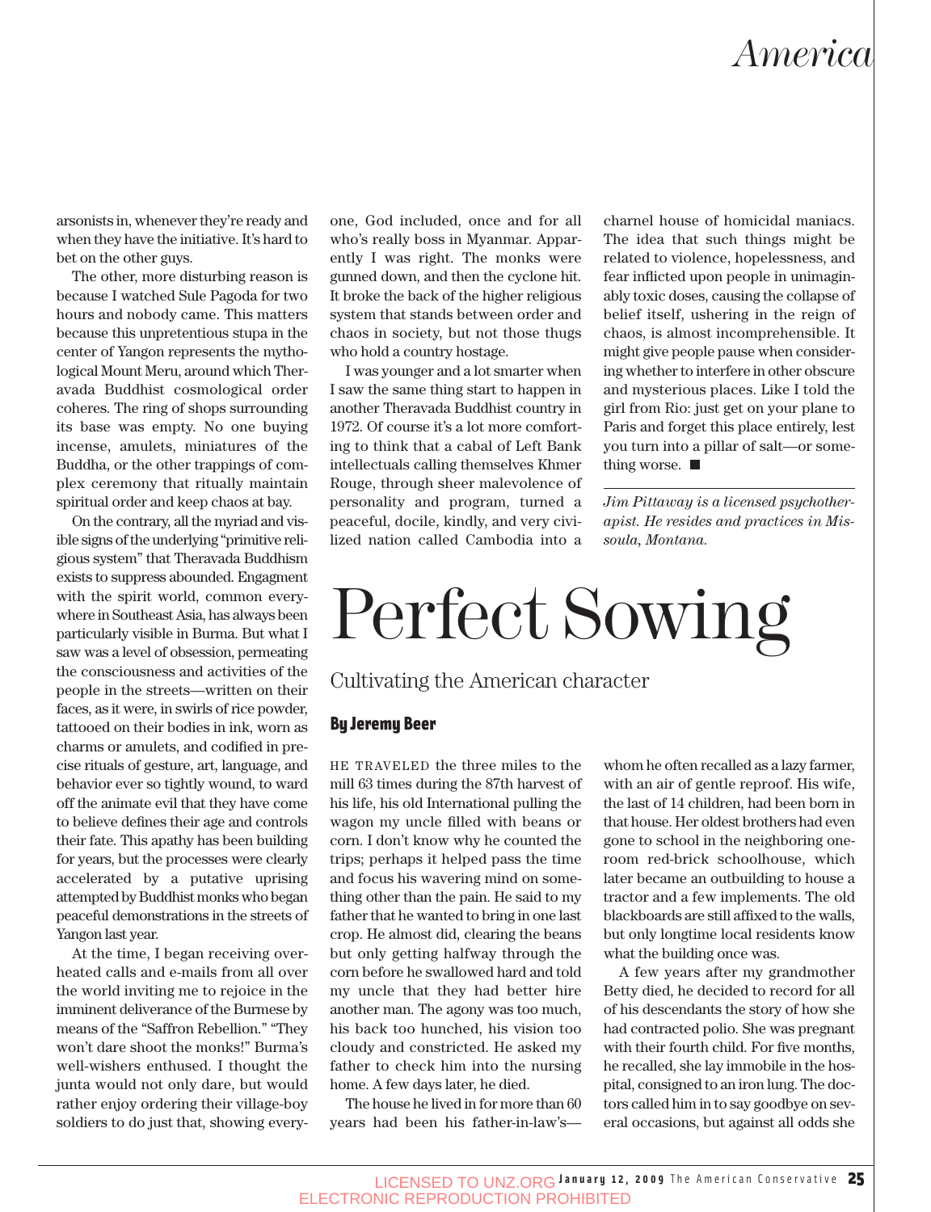arsonists in, whenever they're ready and when they have the initiative. It's hard to bet on the other guys.

The other, more disturbing reason is because I watched Sule Pagoda for two hours and nobody came. This matters because this unpretentious stupa in the center of Yangon represents the mythological Mount Meru, around which Theravada Buddhist cosmological order coheres. The ring of shops surrounding its base was empty. No one buying incense, amulets, miniatures of the Buddha, or the other trappings of complex ceremony that ritually maintain spiritual order and keep chaos at bay.

On the contrary, all the myriad and visible signs of the underlying "primitive religious system" that Theravada Buddhism exists to suppress abounded. Engagment with the spirit world, common everywhere in Southeast Asia, has always been particularly visible in Burma. But what I saw was a level of obsession, permeating the consciousness and activities of the people in the streets—written on their faces, as it were, in swirls of rice powder, tattooed on their bodies in ink, worn as charms or amulets, and codified in precise rituals of gesture, art, language, and behavior ever so tightly wound, to ward off the animate evil that they have come to believe defines their age and controls their fate. This apathy has been building for years, but the processes were clearly accelerated by a putative uprising attempted by Buddhist monks who began peaceful demonstrations in the streets of Yangon last year.

At the time, I began receiving overheated calls and e-mails from all over the world inviting me to rejoice in the imminent deliverance of the Burmese by means of the "Saffron Rebellion." "They won't dare shoot the monks!" Burma's well-wishers enthused. I thought the junta would not only dare, but would rather enjoy ordering their village-boy soldiers to do just that, showing everyone, God included, once and for all who's really boss in Myanmar. Apparently I was right. The monks were gunned down, and then the cyclone hit. It broke the back of the higher religious system that stands between order and chaos in society, but not those thugs who hold a country hostage.

I was younger and a lot smarter when I saw the same thing start to happen in another Theravada Buddhist country in 1972. Of course it's a lot more comforting to think that a cabal of Left Bank intellectuals calling themselves Khmer Rouge, through sheer malevolence of personality and program, turned a peaceful, docile, kindly, and very civilized nation called Cambodia into a charnel house of homicidal maniacs. The idea that such things might be related to violence, hopelessness, and fear inflicted upon people in unimaginably toxic doses, causing the collapse of belief itself, ushering in the reign of chaos, is almost incomprehensible. It might give people pause when considering whether to interfere in other obscure and mysterious places. Like I told the girl from Rio: just get on your plane to Paris and forget this place entirely, lest you turn into a pillar of salt—or something worse. ■

*Jim Pittaway is a licensed psychotherapist. He resides and practices in Missoula, Montana.*

# Perfect Sowing

## Cultivating the American character

**By Jeremy Beer**

HE TRAVELED the three miles to the mill 63 times during the 87th harvest of his life, his old International pulling the wagon my uncle filled with beans or corn. I don't know why he counted the trips; perhaps it helped pass the time and focus his wavering mind on something other than the pain. He said to my father that he wanted to bring in one last crop. He almost did, clearing the beans but only getting halfway through the corn before he swallowed hard and told my uncle that they had better hire another man. The agony was too much, his back too hunched, his vision too cloudy and constricted. He asked my father to check him into the nursing home. A few days later, he died.

The house he lived in for more than 60 years had been his father-in-law's—whom he often recalled as a lazy farmer, with an air of gentle reproof. His wife, the last of 14 children, had been born in that house. Her oldest brothers had even gone to school in the neighboring one-room red-brick schoolhouse, which later became an outbuilding to house a tractor and a few implements. The old blackboards are still affixed to the walls, but only longtime local residents know what the building once was.

A few years after my grandmother Betty died, he decided to record for all of his descendants the story of how she had contracted polio. She was pregnant with their fourth child. For five months, he recalled, she lay immobile in the hospital, consigned to an iron lung. The doctors called him in to say goodbye on several occasions, but against all odds she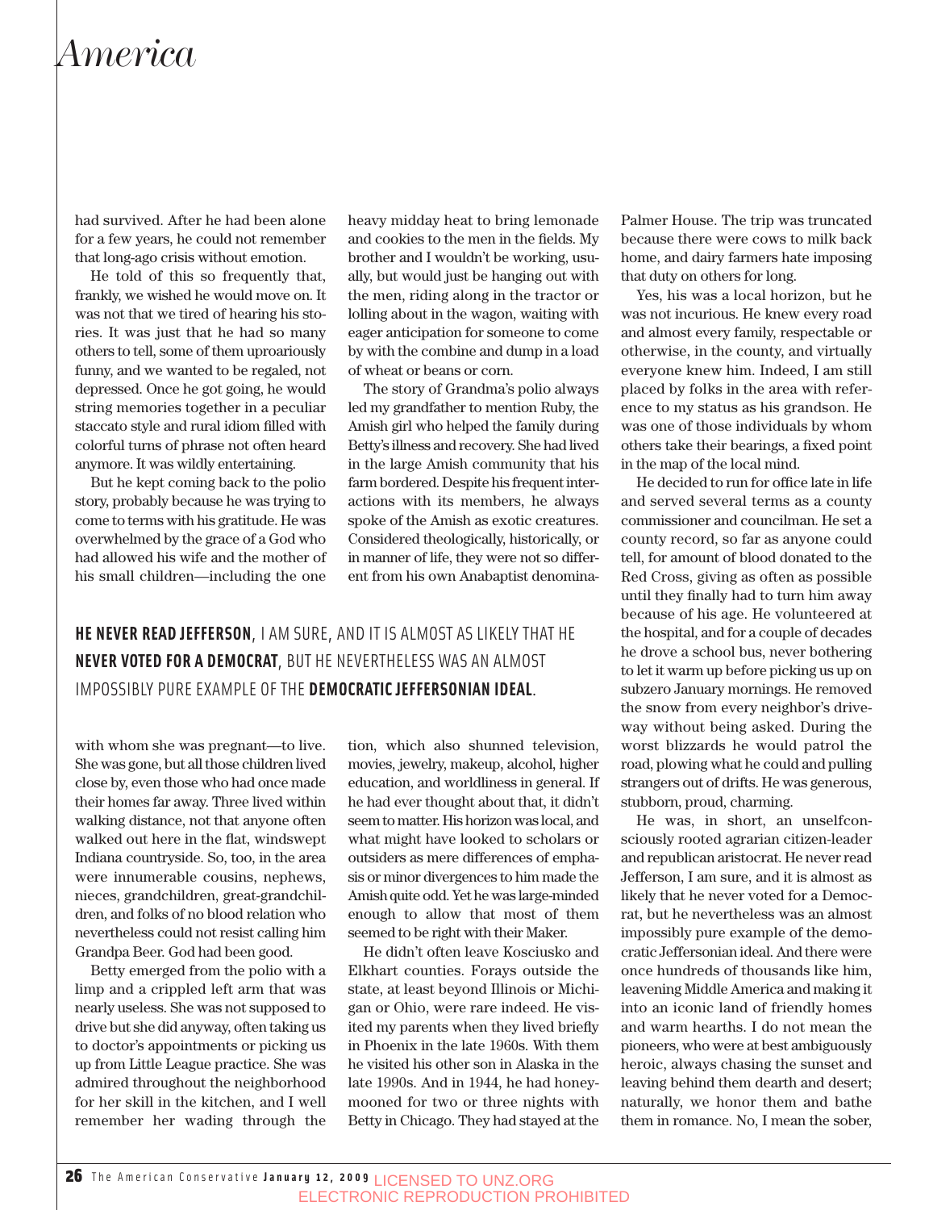had survived. After he had been alone for a few years, he could not remember that long-ago crisis without emotion.

He told of this so frequently that, frankly, we wished he would move on. It was not that we tired of hearing his stories. It was just that he had so many others to tell, some of them uproariously funny, and we wanted to be regaled, not depressed. Once he got going, he would string memories together in a peculiar staccato style and rural idiom filled with colorful turns of phrase not often heard anymore. It was wildly entertaining.

But he kept coming back to the polio story, probably because he was trying to come to terms with his gratitude. He was overwhelmed by the grace of a God who had allowed his wife and the mother of his small children—including the one with whom she was pregnant—to live. She was gone, but all those children lived close by, even those who had once made their homes far away. Three lived within walking distance, not that anyone often walked out here in the flat, windswept Indiana countryside. So, too, in the area were innumerable cousins, nephews, nieces, grandchildren, great-grandchildren, and folks of no blood relation who nevertheless could not resist calling him Grandpa Beer. God had been good.

Betty emerged from the polio with a limp and a crippled left arm that was nearly useless. She was not supposed to drive but she did anyway, often taking us to doctor's appointments or picking us up from Little League practice. She was admired throughout the neighborhood for her skill in the kitchen, and I well remember her wading through the heavy midday heat to bring lemonade and cookies to the men in the fields. My brother and I wouldn't be working, usually, but would just be hanging out with the men, riding along in the tractor or lolling about in the wagon, waiting with eager anticipation for someone to come by with the combine and dump in a load of wheat or beans or corn.

The story of Grandma's polio always led my grandfather to mention Ruby, the Amish girl who helped the family during Betty's illness and recovery. She had lived in the large Amish community that his farm bordered. Despite his frequent interactions with its members, he always spoke of the Amish as exotic creatures. Considered theologically, historically, or in manner of life, they were not so different from his own Anabaptist denomination, which also shunned television, movies, jewelry, makeup, alcohol, higher education, and worldliness in general. If he had ever thought about that, it didn't seem to matter. His horizon was local, and what might have looked to scholars or outsiders as mere differences of emphasis or minor divergences to him made the Amish quite odd. Yet he was large-minded enough to allow that most of them seemed to be right with their Maker.

He didn't often leave Kosciusko and Elkhart counties. Forays outside the state, at least beyond Illinois or Michigan or Ohio, were rare indeed. He visited my parents when they lived briefly in Phoenix in the late 1960s. With them he visited his other son in Alaska in the late 1990s. And in 1944, he had honeymooned for two or three nights with Betty in Chicago. They had stayed at the Palmer House. The trip was truncated because there were cows to milk back home, and dairy farmers hate imposing that duty on others for long.

Yes, his was a local horizon, but he was not incurious. He knew every road and almost every family, respectable or otherwise, in the county, and virtually everyone knew him. Indeed, I am still placed by folks in the area with reference to my status as his grandson. He was one of those individuals by whom others take their bearings, a fixed point in the map of the local mind.

He decided to run for office late in life and served several terms as a county commissioner and councilman. He set a county record, so far as anyone could tell, for amount of blood donated to the Red Cross, giving as often as possible until they finally had to turn him away because of his age. He volunteered at the hospital, and for a couple of decades he drove a school bus, never bothering to let it warm up before picking us up on subzero January mornings. He removed the snow from every neighbor's driveway without being asked. During the worst blizzards he would patrol the road, plowing what he could and pulling strangers out of drifts. He was generous, stubborn, proud, charming.

He was, in short, an unselfconsciously rooted agrarian citizen-leader and republican aristocrat. He never read Jefferson, I am sure, and it is almost as likely that he never voted for a Democrat, but he nevertheless was an almost impossibly pure example of the democratic Jeffersonian ideal. And there were once hundreds of thousands like him, leavening Middle America and making it into an iconic land of friendly homes and warm hearths. I do not mean the pioneers, who were at best ambiguously heroic, always chasing the sunset and leaving behind them dearth and desert; naturally, we honor them and bathe them in romance. No, I mean the sober,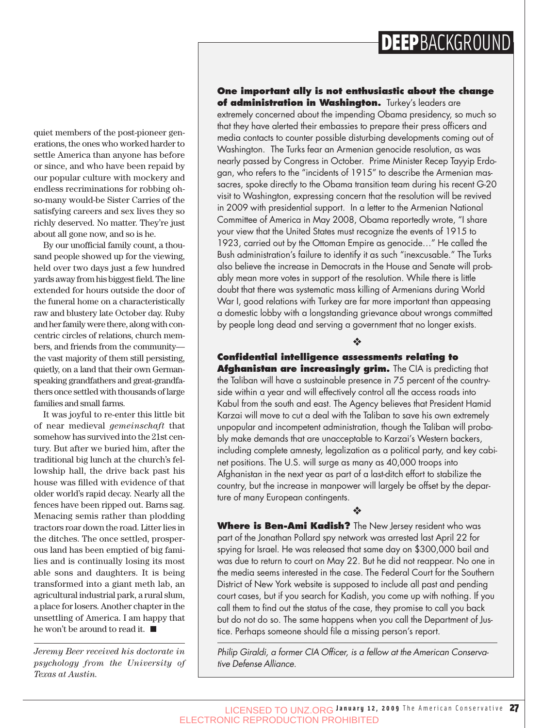quiet members of the post-pioneer generations, the ones who worked harder to settle America than anyone has before or since, and who have been repaid by our popular culture with mockery and endless recriminations for robbing oh-so-many would-be Sister Carries of the satisfying careers and sex lives they so richly deserved. No matter. They're just about all gone now, and so is he.

By our unofficial family count, a thousand people showed up for the viewing, held over two days just a few hundred yards away from his biggest field. The line extended for hours outside the door of the funeral home on a characteristically raw and blustery late October day. Ruby and her family were there, along with concentric circles of relations, church members, and friends from the community—the vast majority of them still persisting, quietly, on a land that their own German-speaking grandfathers and great-grandfathers once settled with thousands of large families and small farms.

It was joyful to re-enter this little bit of near medieval *gemeinschaft* that somehow has survived into the 21st century. But after we buried him, after the traditional big lunch at the church's fellowship hall, the drive back past his house was filled with evidence of that older world's rapid decay. Nearly all the fences have been ripped out. Barns sag. Menacing semis rather than plodding tractors roar down the road. Litter lies in the ditches. The once settled, prosperous land has been emptied of big families and is continually losing its most able sons and daughters. It is being transformed into a giant meth lab, an agricultural industrial park, a rural slum, a place for losers. Another chapter in the unsettling of America. I am happy that he won't be around to read it. ■

*Jeremy Beer received his doctorate in psychology from the University of Texas at Austin.*

# DEEP BACKGROUND

**One important ally is not enthusiastic about the change of administration in Washington.** Turkey's leaders are extremely concerned about the impending Obama presidency, so much so that they have alerted their embassies to prepare their press officers and media contacts to counter possible disturbing developments coming out of Washington. The Turks fear an Armenian genocide resolution, as was nearly passed by Congress in October. Prime Minister Recep Tayyip Erdogan, who refers to the "incidents of 1915" to describe the Armenian massacres, spoke directly to the Obama transition team during his recent G-20 visit to Washington, expressing concern that the resolution will be revived in 2009 with presidential support. In a letter to the Armenian National Committee of America in May 2008, Obama reportedly wrote, "I share your view that the United States must recognize the events of 1915 to 1923, carried out by the Ottoman Empire as genocide…" He called the Bush administration's failure to identify it as such "inexcusable." The Turks also believe the increase in Democrats in the House and Senate will probably mean more votes in support of the resolution. While there is little doubt that there was systematic mass killing of Armenians during World War I, good relations with Turkey are far more important than appeasing a domestic lobby with a longstanding grievance about wrongs committed by people long dead and serving a government that no longer exists.

❖

**Confidential intelligence assessments relating to Afghanistan are increasingly grim.** The CIA is predicting that the Taliban will have a sustainable presence in 75 percent of the countryside within a year and will effectively control all the access roads into Kabul from the south and east. The Agency believes that President Hamid Karzai will move to cut a deal with the Taliban to save his own extremely unpopular and incompetent administration, though the Taliban will probably make demands that are unacceptable to Karzai's Western backers, including complete amnesty, legalization as a political party, and key cabinet positions. The U.S. will surge as many as 40,000 troops into Afghanistan in the next year as part of a last-ditch effort to stabilize the country, but the increase in manpower will largely be offset by the departure of many European contingents.

❖

**Where is Ben-Ami Kadish?** The New Jersey resident who was part of the Jonathan Pollard spy network was arrested last April 22 for spying for Israel. He was released that same day on $300,000 bail and was due to return to court on May 22. But he did not reappear. No one in the media seems interested in the case. The Federal Court for the Southern District of New York website is supposed to include all past and pending court cases, but if you search for Kadish, you come up with nothing. If you call them to find out the status of the case, they promise to call you back but do not do so. The same happens when you call the Department of Justice. Perhaps someone should file a missing person's report.

*Philip Giraldi, a former CIA Officer, is a fellow at the American Conservative Defense Alliance.*